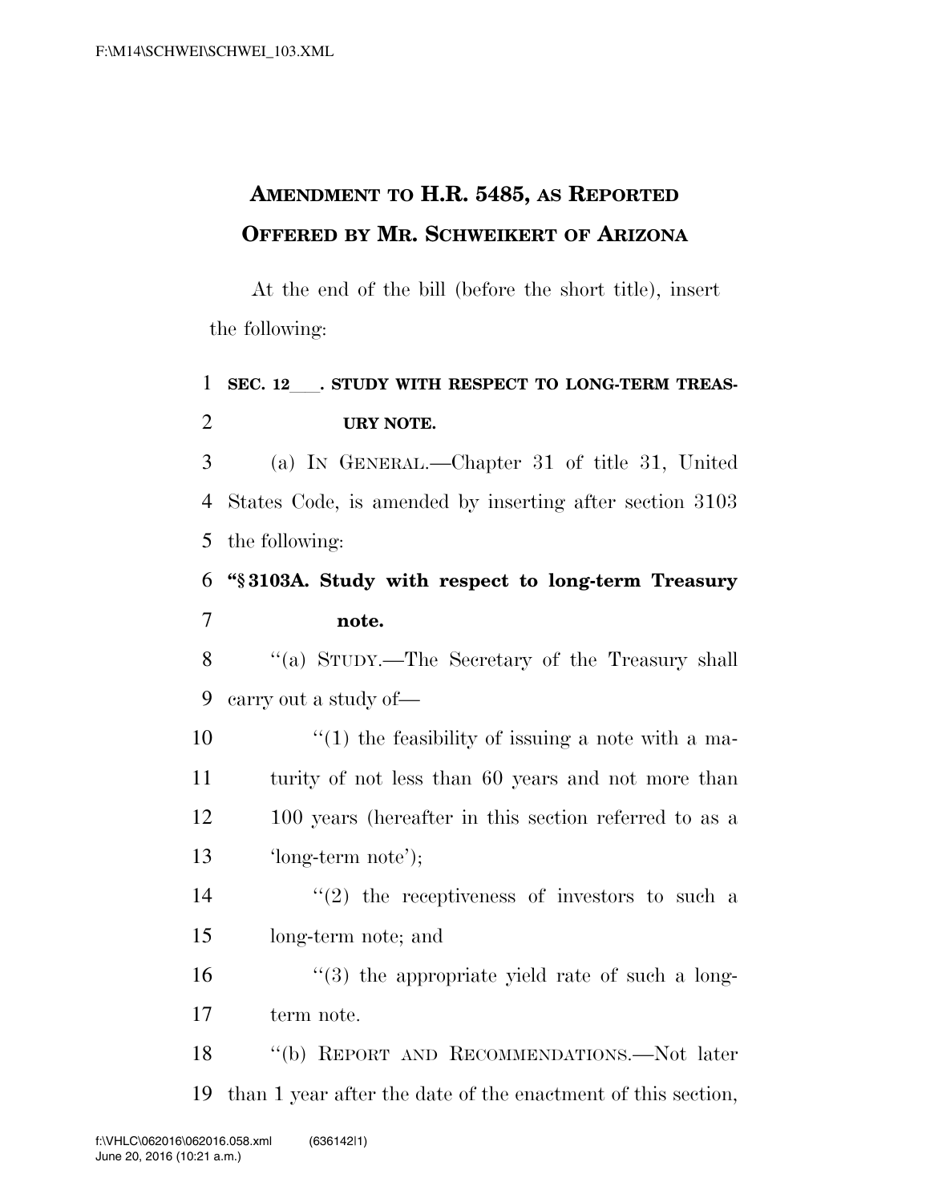# AMENDMENT TO H.R. 5485, AS REPORTED OFFERED BY MR. SCHWEIKERT OF ARIZONA

At the end of the bill (before the short title), insert the following:

**SEC. 12\_\_\_. STUDY WITH RESPECT TO LONG-TERM TREASURY NOTE.**

(a) IN GENERAL.—Chapter 31 of title 31, United States Code, is amended by inserting after section 3103 the following:

**"§ 3103A. Study with respect to long-term Treasury note.**

"(a) STUDY.—The Secretary of the Treasury shall carry out a study of—

"(1) the feasibility of issuing a note with a maturity of not less than 60 years and not more than 100 years (hereafter in this section referred to as a 'long-term note');

"(2) the receptiveness of investors to such a long-term note; and

"(3) the appropriate yield rate of such a long-term note.

"(b) REPORT AND RECOMMENDATIONS.—Not later than 1 year after the date of the enactment of this section,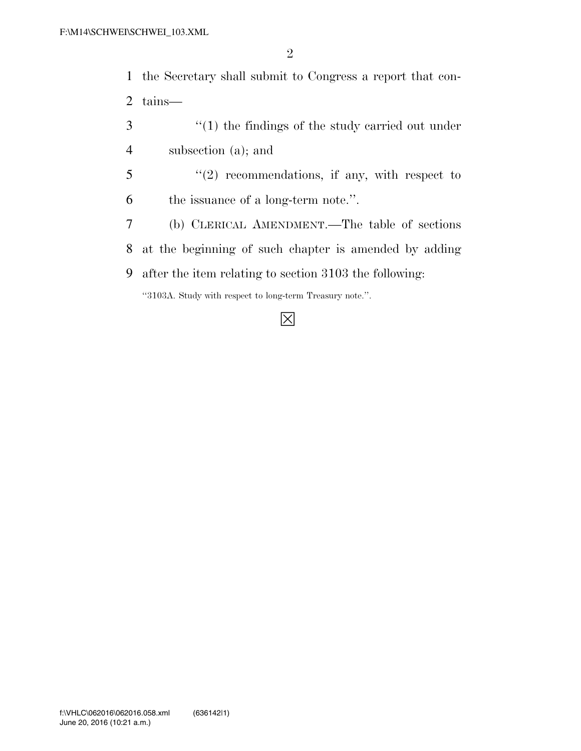the Secretary shall submit to Congress a report that contains—

''(1) the findings of the study carried out under subsection (a); and

''(2) recommendations, if any, with respect to the issuance of a long-term note.''.

(b) CLERICAL AMENDMENT.—The table of sections at the beginning of such chapter is amended by adding after the item relating to section 3103 the following:

''3103A. Study with respect to long-term Treasury note.''.